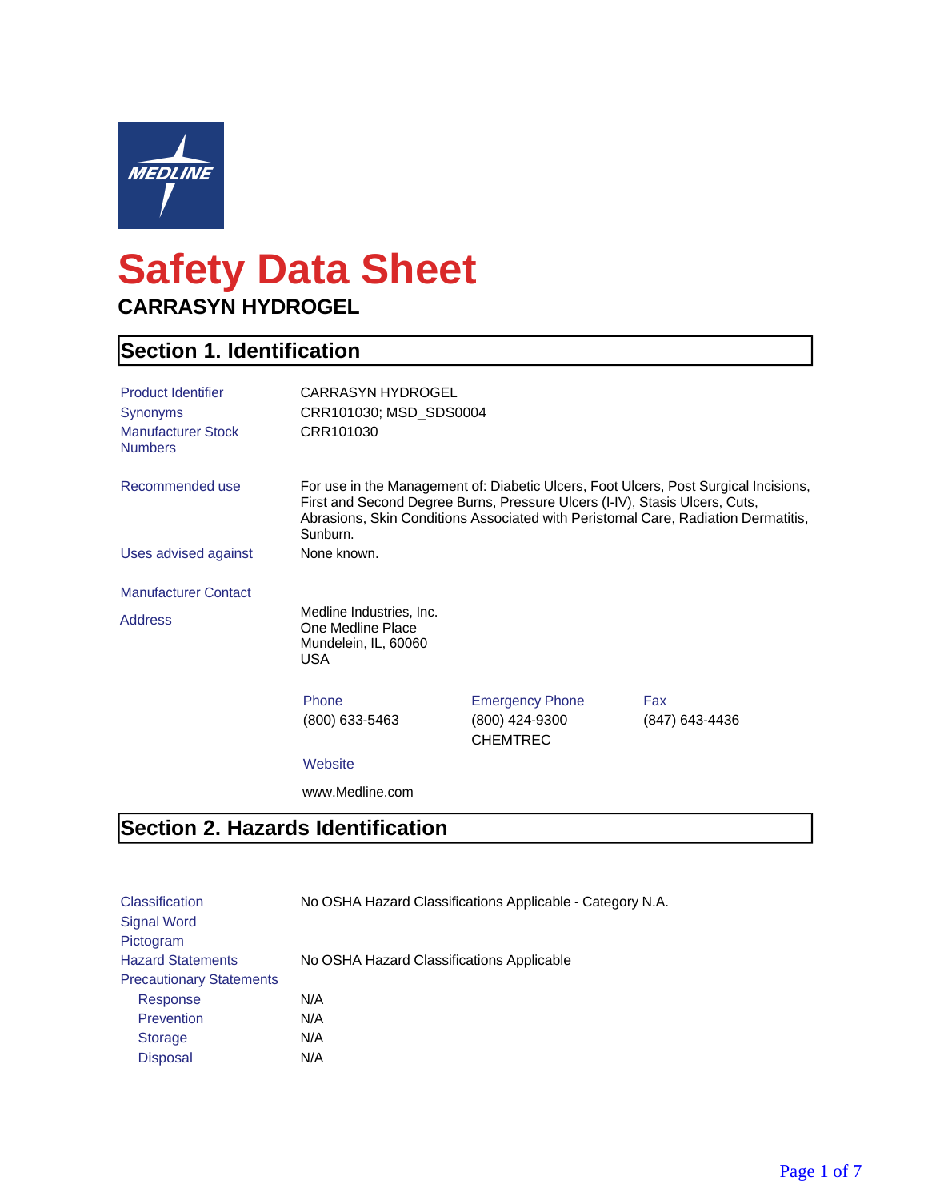# Safety Data Sheet

## CARRASYN HYDROGEL

## Section 1. Identification

| | |
|---|---|
| Product Identifier | CARRASYN HYDROGEL |
| Synonyms | CRR101030; MSD_SDS0004 |
| Manufacturer Stock Numbers | CRR101030 |
| Recommended use | For use in the Management of: Diabetic Ulcers, Foot Ulcers, Post Surgical Incisions, First and Second Degree Burns, Pressure Ulcers (I-IV), Stasis Ulcers, Cuts, Abrasions, Skin Conditions Associated with Peristomal Care, Radiation Dermatitis, Sunburn. |
| Uses advised against | None known. |

**Manufacturer Contact**

**Address**

Medline Industries, Inc.
One Medline Place
Mundelein, IL, 60060
USA

| Phone | Emergency Phone | Fax |
|---|---|---|
| (800) 633-5463 | (800) 424-9300 CHEMTREC | (847) 643-4436 |

**Website**

www.Medline.com

## Section 2. Hazards Identification

| | |
|---|---|
| Classification | No OSHA Hazard Classifications Applicable - Category N.A. |
| Signal Word | |
| Pictogram | |
| Hazard Statements | No OSHA Hazard Classifications Applicable |
| Precautionary Statements | |
| Response | N/A |
| Prevention | N/A |
| Storage | N/A |
| Disposal | N/A |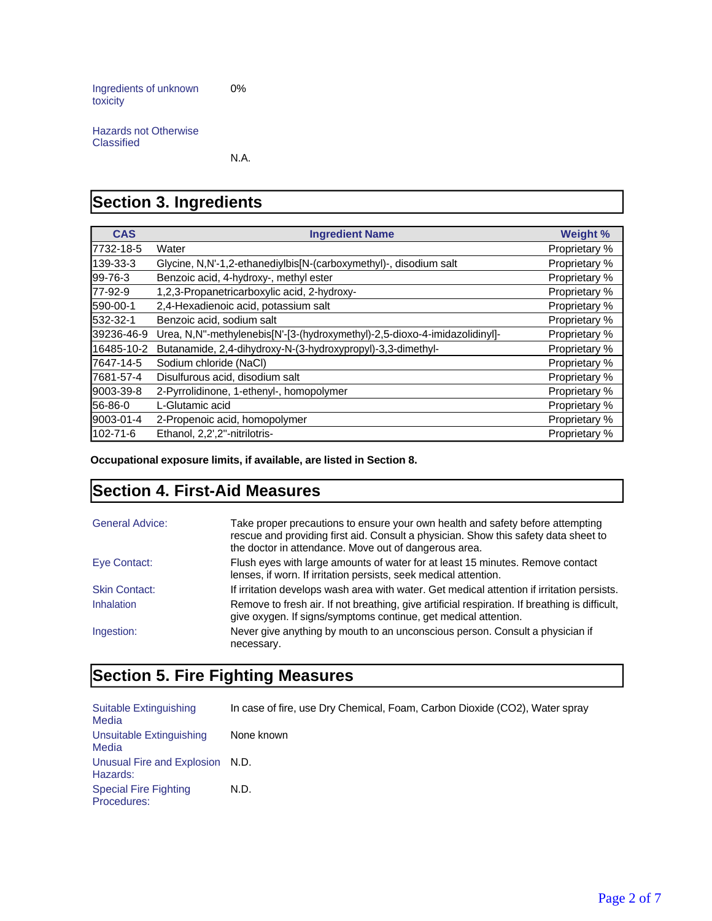| | |
|---|---|
| Ingredients of unknown toxicity | 0% |
| Hazards not Otherwise Classified | N.A. |

## Section 3. Ingredients

| CAS | Ingredient Name | Weight % |
|---|---|---|
| 7732-18-5 | Water | Proprietary % |
| 139-33-3 | Glycine, N,N'-1,2-ethanediylbis[N-(carboxymethyl)-, disodium salt | Proprietary % |
| 99-76-3 | Benzoic acid, 4-hydroxy-, methyl ester | Proprietary % |
| 77-92-9 | 1,2,3-Propanetricarboxylic acid, 2-hydroxy- | Proprietary % |
| 590-00-1 | 2,4-Hexadienoic acid, potassium salt | Proprietary % |
| 532-32-1 | Benzoic acid, sodium salt | Proprietary % |
| 39236-46-9 | Urea, N,N''-methylenebis[N'-[3-(hydroxymethyl)-2,5-dioxo-4-imidazolidinyl]- | Proprietary % |
| 16485-10-2 | Butanamide, 2,4-dihydroxy-N-(3-hydroxypropyl)-3,3-dimethyl- | Proprietary % |
| 7647-14-5 | Sodium chloride (NaCl) | Proprietary % |
| 7681-57-4 | Disulfurous acid, disodium salt | Proprietary % |
| 9003-39-8 | 2-Pyrrolidinone, 1-ethenyl-, homopolymer | Proprietary % |
| 56-86-0 | L-Glutamic acid | Proprietary % |
| 9003-01-4 | 2-Propenoic acid, homopolymer | Proprietary % |
| 102-71-6 | Ethanol, 2,2',2''-nitrilotris- | Proprietary % |

**Occupational exposure limits, if available, are listed in Section 8.**

## Section 4. First-Aid Measures

| | |
|---|---|
| General Advice: | Take proper precautions to ensure your own health and safety before attempting rescue and providing first aid. Consult a physician. Show this safety data sheet to the doctor in attendance. Move out of dangerous area. |
| Eye Contact: | Flush eyes with large amounts of water for at least 15 minutes. Remove contact lenses, if worn. If irritation persists, seek medical attention. |
| Skin Contact: | If irritation develops wash area with water. Get medical attention if irritation persists. |
| Inhalation | Remove to fresh air. If not breathing, give artificial respiration. If breathing is difficult, give oxygen. If signs/symptoms continue, get medical attention. |
| Ingestion: | Never give anything by mouth to an unconscious person. Consult a physician if necessary. |

## Section 5. Fire Fighting Measures

| | |
|---|---|
| Suitable Extinguishing Media | In case of fire, use Dry Chemical, Foam, Carbon Dioxide ($CO_2$), Water spray |
| Unsuitable Extinguishing Media | None known |
| Unusual Fire and Explosion Hazards: | N.D. |
| Special Fire Fighting Procedures: | N.D. |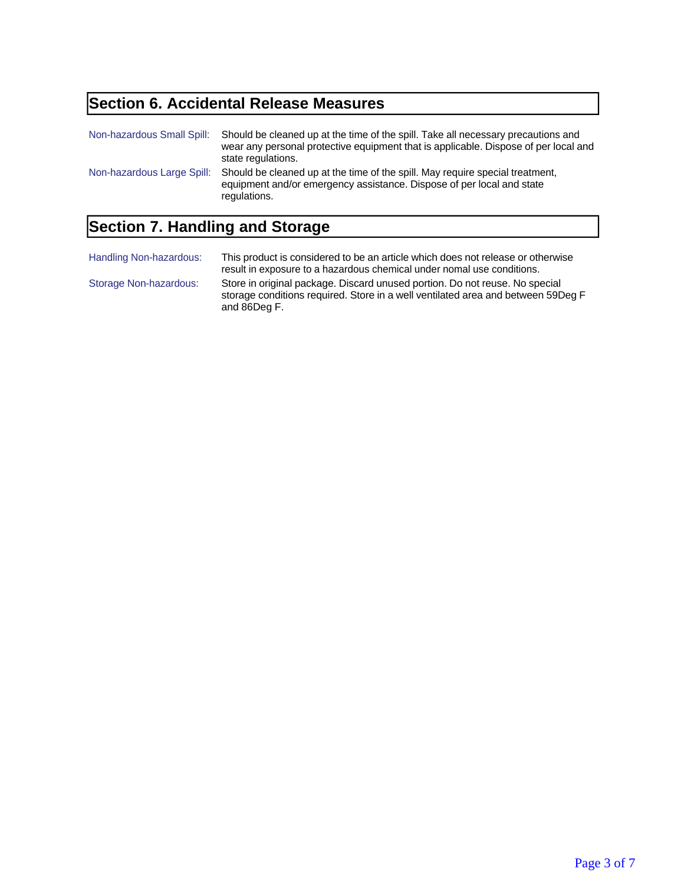## Section 6. Accidental Release Measures

| | |
|---|---|
| Non-hazardous Small Spill: | Should be cleaned up at the time of the spill. Take all necessary precautions and wear any personal protective equipment that is applicable. Dispose of per local and state regulations. |
| Non-hazardous Large Spill: | Should be cleaned up at the time of the spill. May require special treatment, equipment and/or emergency assistance. Dispose of per local and state regulations. |

## Section 7. Handling and Storage

| | |
|---|---|
| Handling Non-hazardous: | This product is considered to be an article which does not release or otherwise result in exposure to a hazardous chemical under nomal use conditions. |
| Storage Non-hazardous: | Store in original package. Discard unused portion. Do not reuse. No special storage conditions required. Store in a well ventilated area and between 59Deg F and 86Deg F. |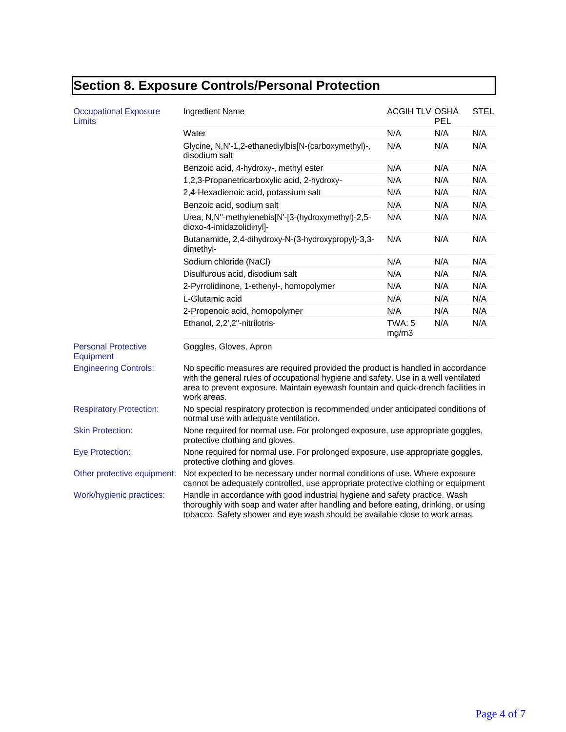## Section 8. Exposure Controls/Personal Protection

**Occupational Exposure Limits**

| Ingredient Name | ACGIH TLV | OSHA PEL | STEL |
|---|---|---|---|
| Water | N/A | N/A | N/A |
| Glycine, N,N'-1,2-ethanediylbis[N-(carboxymethyl)-, disodium salt | N/A | N/A | N/A |
| Benzoic acid, 4-hydroxy-, methyl ester | N/A | N/A | N/A |
| 1,2,3-Propanetricarboxylic acid, 2-hydroxy- | N/A | N/A | N/A |
| 2,4-Hexadienoic acid, potassium salt | N/A | N/A | N/A |
| Benzoic acid, sodium salt | N/A | N/A | N/A |
| Urea, N,N''-methylenebis[N'-[3-(hydroxymethyl)-2,5-dioxo-4-imidazolidinyl]- | N/A | N/A | N/A |
| Butanamide, 2,4-dihydroxy-N-(3-hydroxypropyl)-3,3-dimethyl- | N/A | N/A | N/A |
| Sodium chloride (NaCl) | N/A | N/A | N/A |
| Disulfurous acid, disodium salt | N/A | N/A | N/A |
| 2-Pyrrolidinone, 1-ethenyl-, homopolymer | N/A | N/A | N/A |
| L-Glutamic acid | N/A | N/A | N/A |
| 2-Propenoic acid, homopolymer | N/A | N/A | N/A |
| Ethanol, 2,2',2''-nitrilotris- | TWA: 5 mg/m3 | N/A | N/A |

**Personal Protective Equipment:** Goggles, Gloves, Apron

**Engineering Controls:** No specific measures are required provided the product is handled in accordance with the general rules of occupational hygiene and safety. Use in a well ventilated area to prevent exposure. Maintain eyewash fountain and quick-drench facilities in work areas.

**Respiratory Protection:** No special respiratory protection is recommended under anticipated conditions of normal use with adequate ventilation.

**Skin Protection:** None required for normal use. For prolonged exposure, use appropriate goggles, protective clothing and gloves.

**Eye Protection:** None required for normal use. For prolonged exposure, use appropriate goggles, protective clothing and gloves.

**Other protective equipment:** Not expected to be necessary under normal conditions of use. Where exposure cannot be adequately controlled, use appropriate protective clothing or equipment

**Work/hygienic practices:** Handle in accordance with good industrial hygiene and safety practice. Wash thoroughly with soap and water after handling and before eating, drinking, or using tobacco. Safety shower and eye wash should be available close to work areas.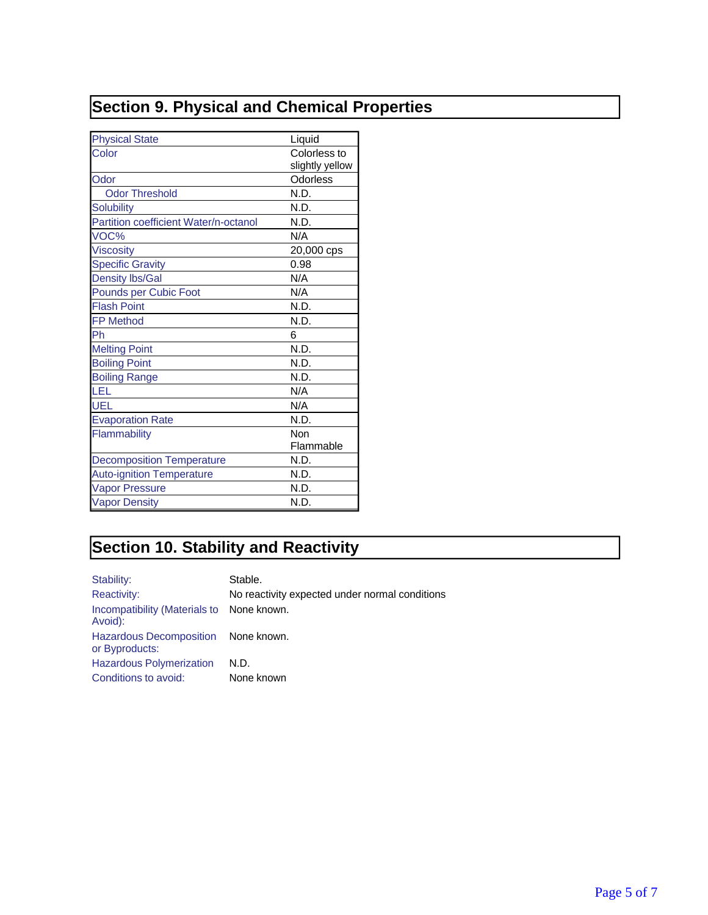## Section 9. Physical and Chemical Properties

| Property | Value |
|---|---|
| Physical State | Liquid |
| Color | Colorless to slightly yellow |
| Odor | Odorless |
| Odor Threshold | N.D. |
| Solubility | N.D. |
| Partition coefficient Water/n-octanol | N.D. |
| VOC% | N/A |
| Viscosity | 20,000 cps |
| Specific Gravity | 0.98 |
| Density lbs/Gal | N/A |
| Pounds per Cubic Foot | N/A |
| Flash Point | N.D. |
| FP Method | N.D. |
| Ph | 6 |
| Melting Point | N.D. |
| Boiling Point | N.D. |
| Boiling Range | N.D. |
| LEL | N/A |
| UEL | N/A |
| Evaporation Rate | N.D. |
| Flammability | Non Flammable |
| Decomposition Temperature | N.D. |
| Auto-ignition Temperature | N.D. |
| Vapor Pressure | N.D. |
| Vapor Density | N.D. |

## Section 10. Stability and Reactivity

| | |
|---|---|
| Stability: | Stable. |
| Reactivity: | No reactivity expected under normal conditions |
| Incompatibility (Materials to Avoid): | None known. |
| Hazardous Decomposition or Byproducts: | None known. |
| Hazardous Polymerization | N.D. |
| Conditions to avoid: | None known |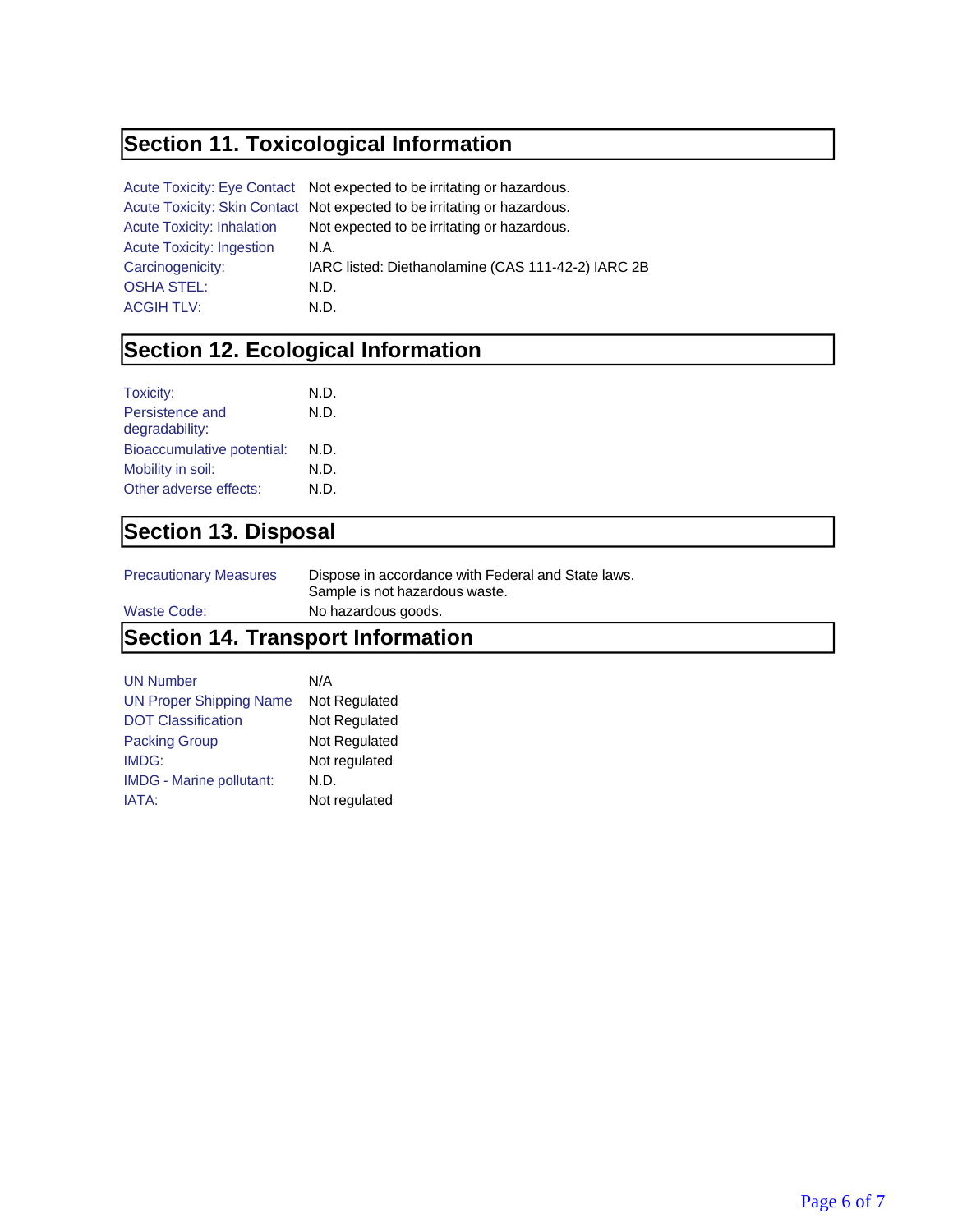## Section 11. Toxicological Information

| | |
|---|---|
| Acute Toxicity: Eye Contact | Not expected to be irritating or hazardous. |
| Acute Toxicity: Skin Contact | Not expected to be irritating or hazardous. |
| Acute Toxicity: Inhalation | Not expected to be irritating or hazardous. |
| Acute Toxicity: Ingestion | N.A. |
| Carcinogenicity: | IARC listed: Diethanolamine (CAS 111-42-2) IARC 2B |
| OSHA STEL: | N.D. |
| ACGIH TLV: | N.D. |

## Section 12. Ecological Information

| | |
|---|---|
| Toxicity: | N.D. |
| Persistence and degradability: | N.D. |
| Bioaccumulative potential: | N.D. |
| Mobility in soil: | N.D. |
| Other adverse effects: | N.D. |

## Section 13. Disposal

| | |
|---|---|
| Precautionary Measures | Dispose in accordance with Federal and State laws. Sample is not hazardous waste. |
| Waste Code: | No hazardous goods. |

## Section 14. Transport Information

| | |
|---|---|
| UN Number | N/A |
| UN Proper Shipping Name | Not Regulated |
| DOT Classification | Not Regulated |
| Packing Group | Not Regulated |
| IMDG: | Not regulated |
| IMDG - Marine pollutant: | N.D. |
| IATA: | Not regulated |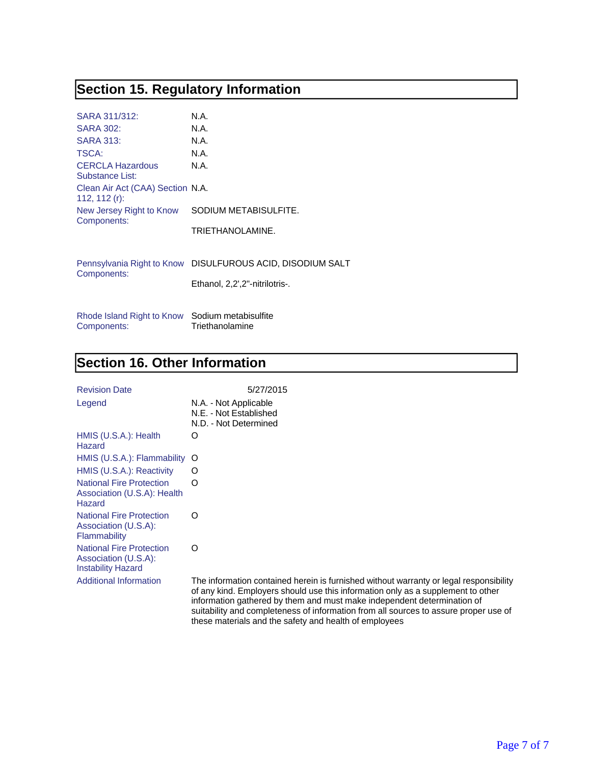## Section 15. Regulatory Information

| | |
|---|---|
| SARA 311/312: | N.A. |
| SARA 302: | N.A. |
| SARA 313: | N.A. |
| TSCA: | N.A. |
| CERCLA Hazardous Substance List: | N.A. |
| Clean Air Act (CAA) Section 112, 112 (r): | N.A. |
| New Jersey Right to Know Components: | SODIUM METABISULFITE.<br><br>TRIETHANOLAMINE. |
| Pennsylvania Right to Know Components: | DISULFUROUS ACID, DISODIUM SALT<br><br>Ethanol, 2,2',2''-nitrilotris-. |
| Rhode Island Right to Know Components: | Sodium metabisulfite<br>Triethanolamine |

## Section 16. Other Information

| | |
|---|---|
| Revision Date | 5/27/2015 |
| Legend | N.A. - Not Applicable<br>N.E. - Not Established<br>N.D. - Not Determined |
| HMIS (U.S.A.): Health Hazard | O |
| HMIS (U.S.A.): Flammability | O |
| HMIS (U.S.A.): Reactivity | O |
| National Fire Protection Association (U.S.A): Health Hazard | O |
| National Fire Protection Association (U.S.A): Flammability | O |
| National Fire Protection Association (U.S.A): Instability Hazard | O |
| Additional Information | The information contained herein is furnished without warranty or legal responsibility of any kind. Employers should use this information only as a supplement to other information gathered by them and must make independent determination of suitability and completeness of information from all sources to assure proper use of these materials and the safety and health of employees |